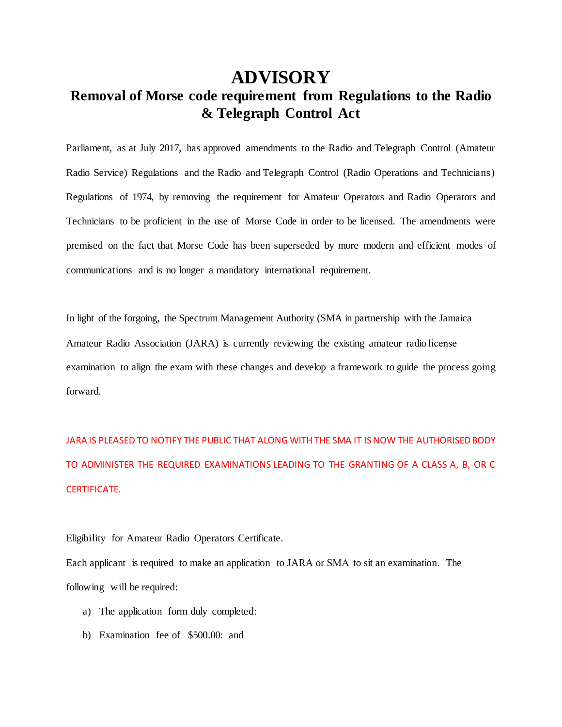# ADVISORY

## Removal of Morse code requirement from Regulations to the Radio & Telegraph Control Act

Parliament, as at July 2017, has approved amendments to the Radio and Telegraph Control (Amateur Radio Service) Regulations and the Radio and Telegraph Control (Radio Operations and Technicians) Regulations of 1974, by removing the requirement for Amateur Operators and Radio Operators and Technicians to be proficient in the use of Morse Code in order to be licensed. The amendments were premised on the fact that Morse Code has been superseded by more modern and efficient modes of communications and is no longer a mandatory international requirement.

In light of the forgoing, the Spectrum Management Authority (SMA in partnership with the Jamaica Amateur Radio Association (JARA) is currently reviewing the existing amateur radio license examination to align the exam with these changes and develop a framework to guide the process going forward.

JARA IS PLEASED TO NOTIFY THE PUBLIC THAT ALONG WITH THE SMA IT IS NOW THE AUTHORISED BODY TO ADMINISTER THE REQUIRED EXAMINATIONS LEADING TO THE GRANTING OF A CLASS A, B, OR C CERTIFICATE.

Eligibility for Amateur Radio Operators Certificate.

Each applicant is required to make an application to JARA or SMA to sit an examination. The following will be required:

a) The application form duly completed:

b) Examination fee of $500.00: and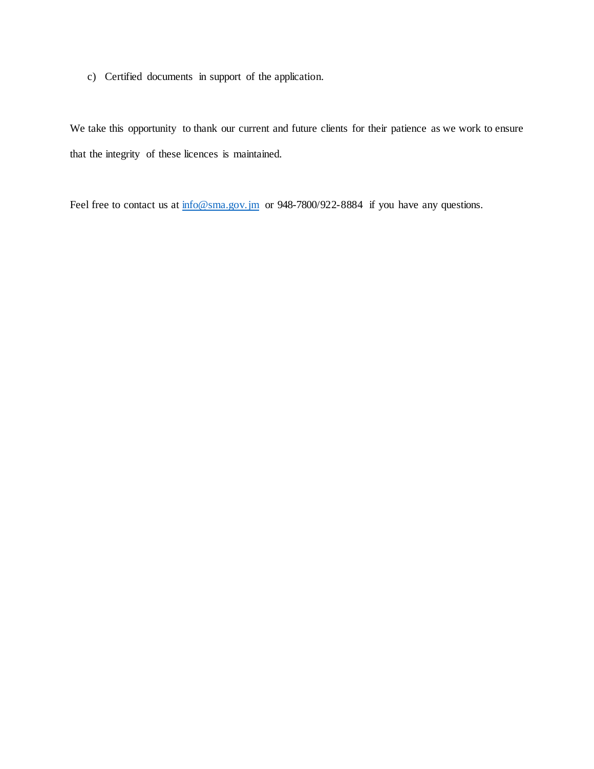c) Certified documents in support of the application.

We take this opportunity to thank our current and future clients for their patience as we work to ensure that the integrity of these licences is maintained.

Feel free to contact us at info@sma.gov.jm or 948-7800/922-8884 if you have any questions.